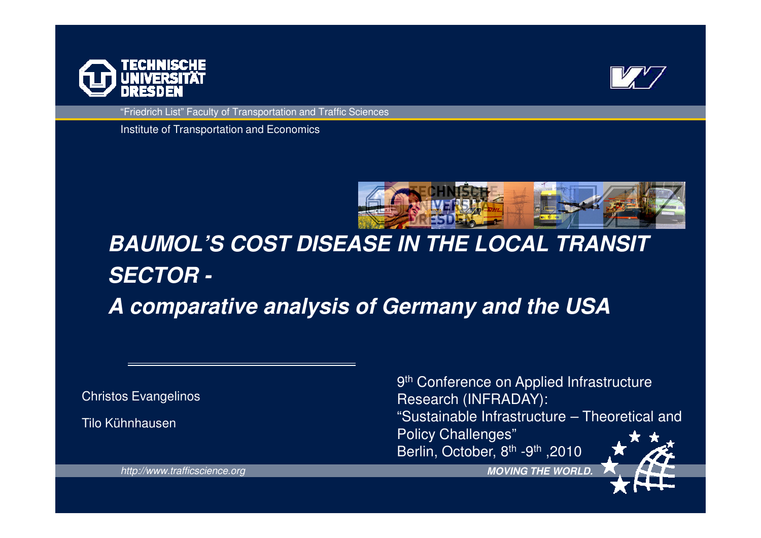Technische Universität Dresden

"Friedrich List" Faculty of Transportation and Traffic Sciences

Institute of Transportation and Economics

# BAUMOL'S COST DISEASE IN THE LOCAL TRANSIT SECTOR - A comparative analysis of Germany and the USA

Christos Evangelinos

Tilo Kühnhausen

9th Conference on Applied Infrastructure Research (INFRADAY): "Sustainable Infrastructure – Theoretical and Policy Challenges"
Berlin, October, 8th -9th ,2010

http://www.trafficscience.org

**MOVING THE WORLD.**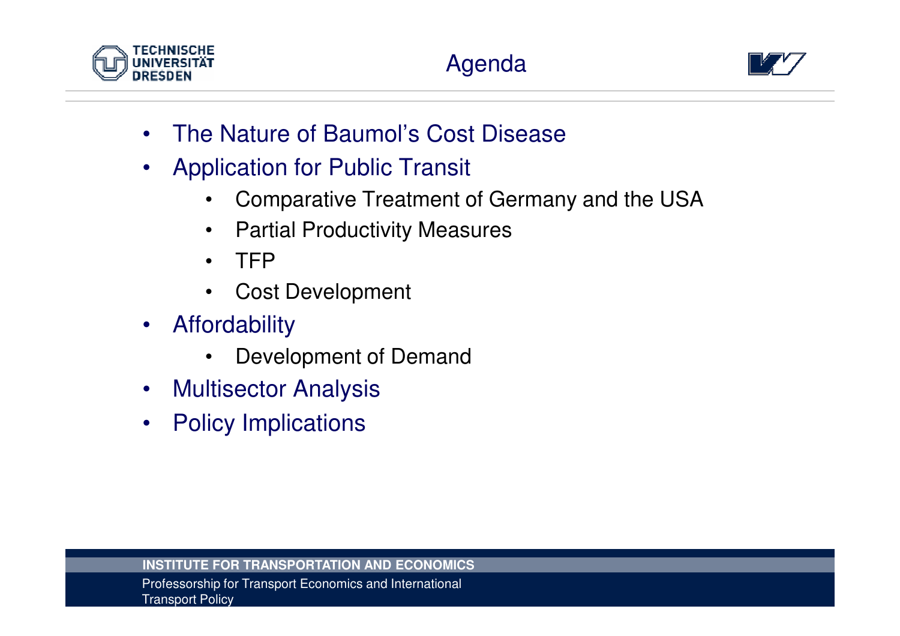# Agenda

- The Nature of Baumol's Cost Disease
- Application for Public Transit
  - Comparative Treatment of Germany and the USA
  - Partial Productivity Measures
  - TFP
  - Cost Development
- Affordability
  - Development of Demand
- Multisector Analysis
- Policy Implications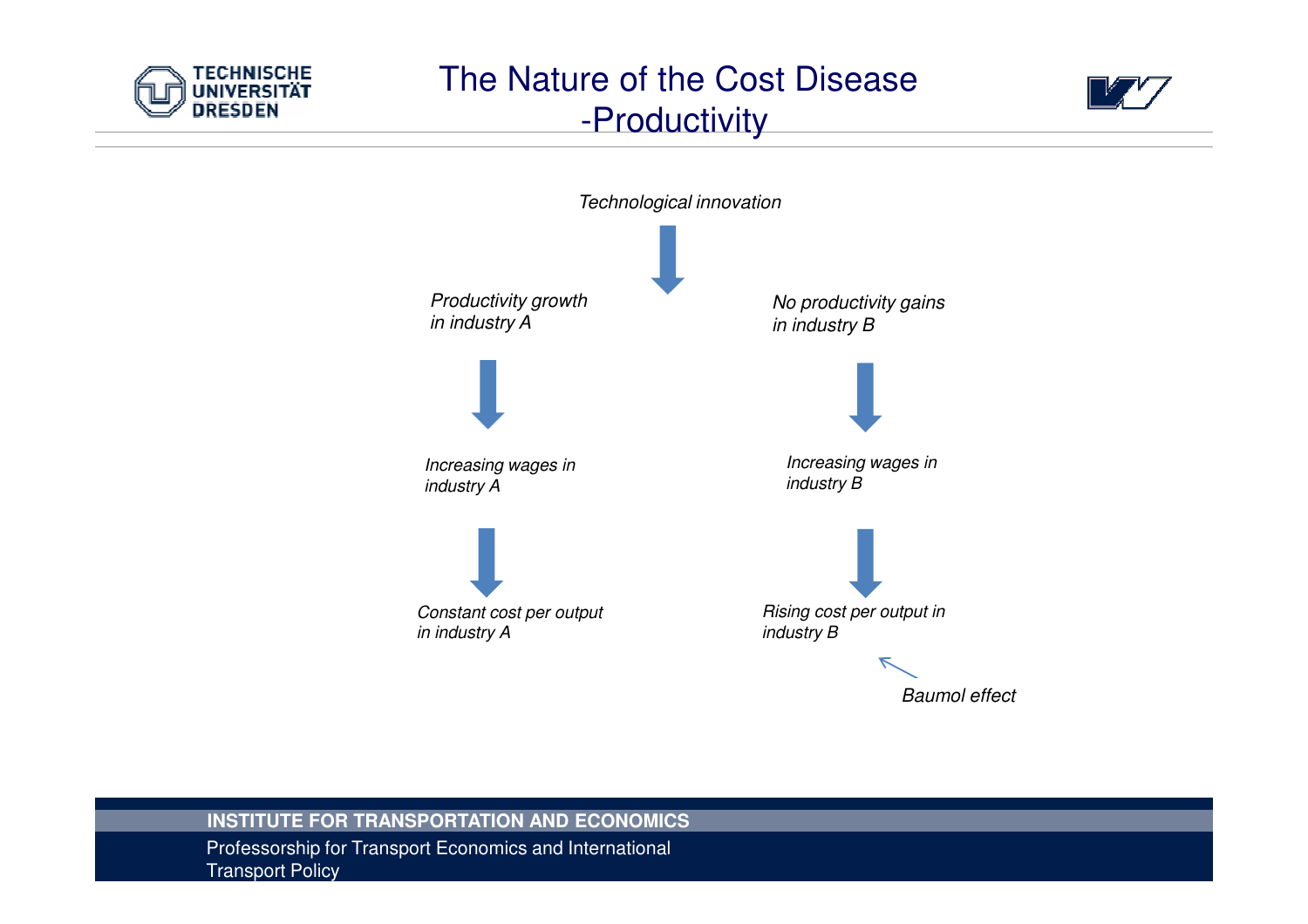# The Nature of the Cost Disease -Productivity

*Technological innovation*

*Productivity growth in industry A*

*Increasing wages in industry A*

*Constant cost per output in industry A*

*No productivity gains in industry B*

*Increasing wages in industry B*

*Rising cost per output in industry B*

*Baumol effect*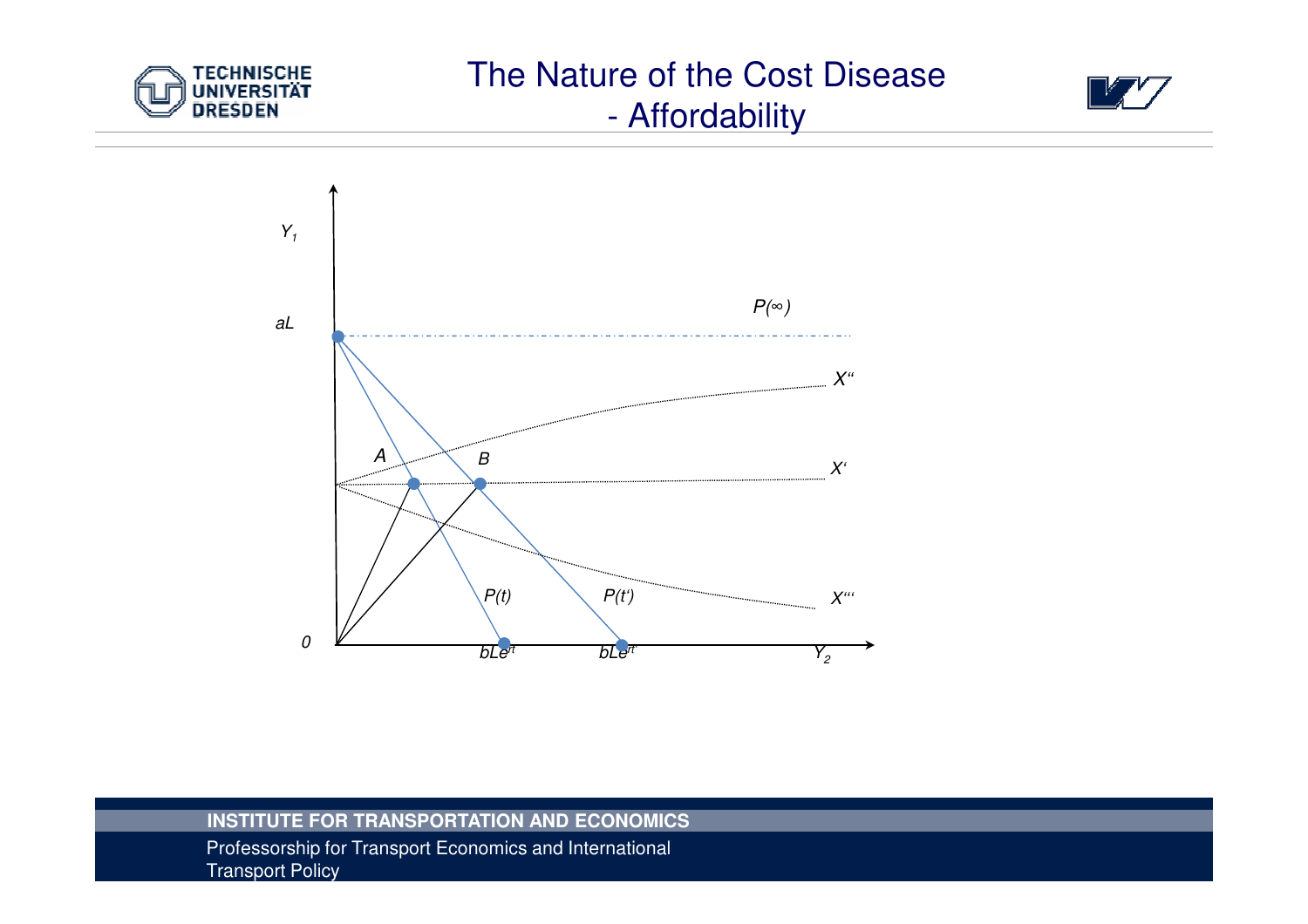# The Nature of the Cost Disease - Affordability

$Y_1$

$aL$

$P(\infty)$

$X''$

$A$

$B$

$X'$

$P(t)$

$P(t')$

$X'''$

$0$

$bLe^{rt}$

$bLe^{rt'}$

$Y_2$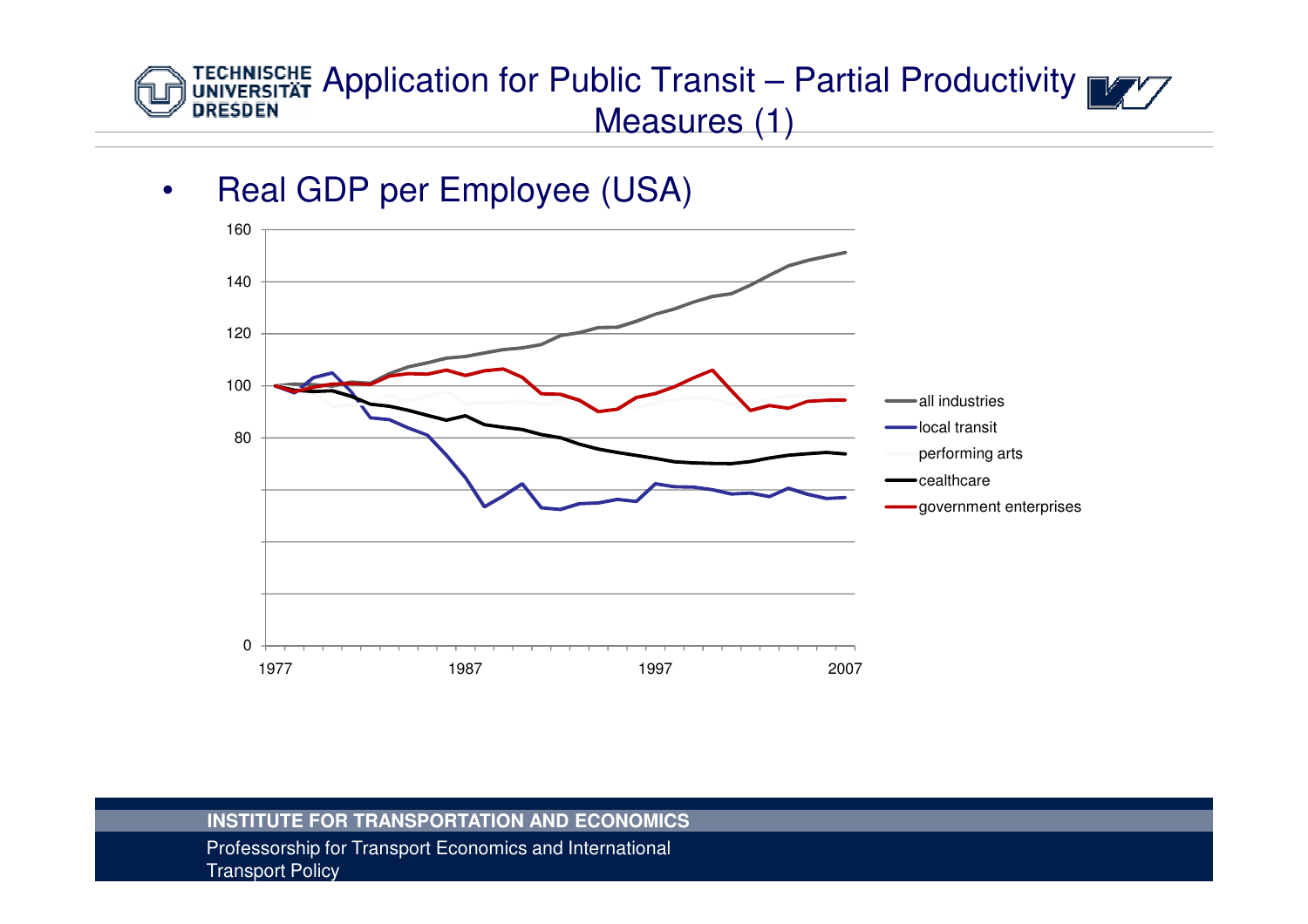# Application for Public Transit – Partial Productivity Measures (1)

- Real GDP per Employee (USA)

160

140

120

100

80

0

1977 1987 1997 2007

all industries

local transit

performing arts

cealthcare

government enterprises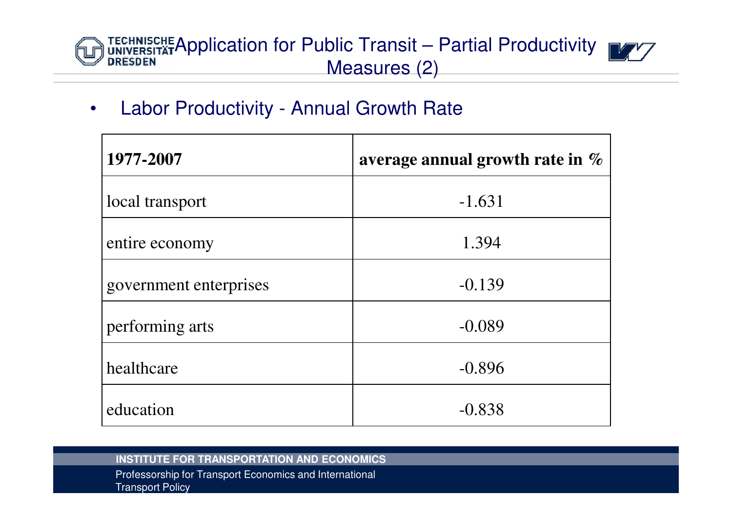# Application for Public Transit – Partial Productivity Measures (2)

- Labor Productivity - Annual Growth Rate

| 1977-2007 | average annual growth rate in % |
|---|---|
| local transport | -1.631 |
| entire economy | 1.394 |
| government enterprises | -0.139 |
| performing arts | -0.089 |
| healthcare | -0.896 |
| education | -0.838 |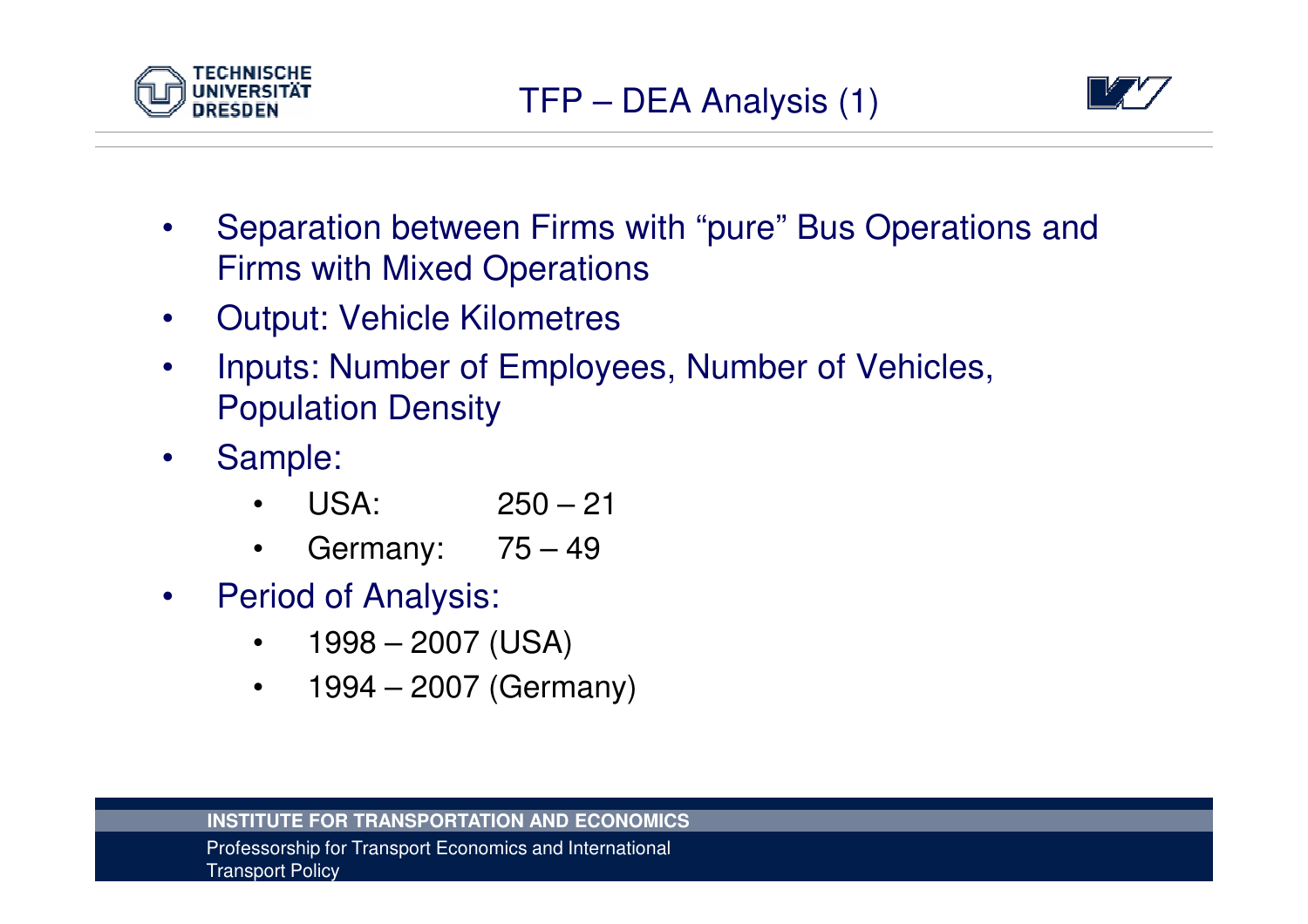# TFP – DEA Analysis (1)

- Separation between Firms with “pure” Bus Operations and Firms with Mixed Operations
- Output: Vehicle Kilometres
- Inputs: Number of Employees, Number of Vehicles, Population Density
- Sample:
  - USA: 250 – 21
  - Germany: 75 – 49
- Period of Analysis:
  - 1998 – 2007 (USA)
  - 1994 – 2007 (Germany)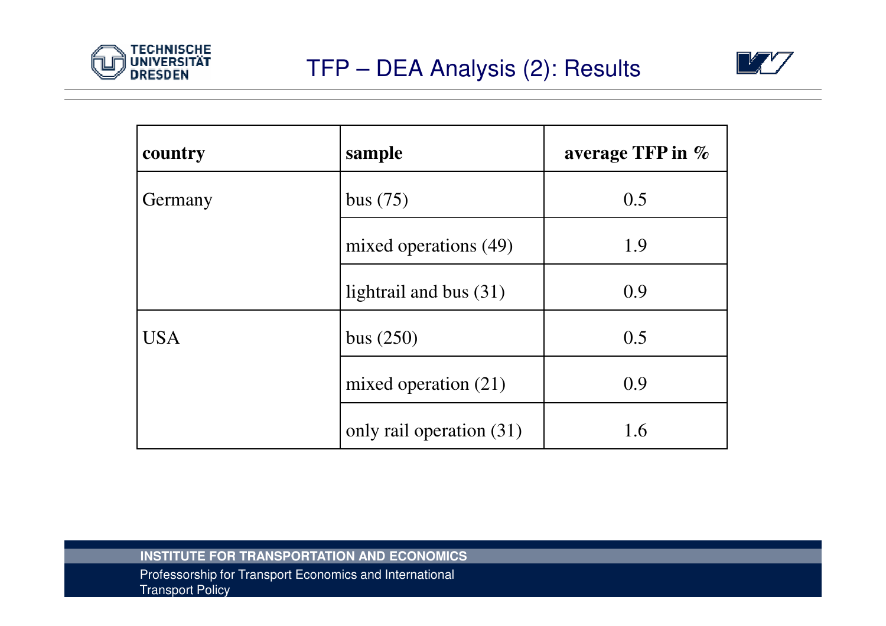# TFP – DEA Analysis (2): Results

| country | sample | average TFP in % |
|---|---|---|
| Germany | bus (75) | 0.5 |
| | mixed operations (49) | 1.9 |
| | lightrail and bus (31) | 0.9 |
| USA | bus (250) | 0.5 |
| | mixed operation (21) | 0.9 |
| | only rail operation (31) | 1.6 |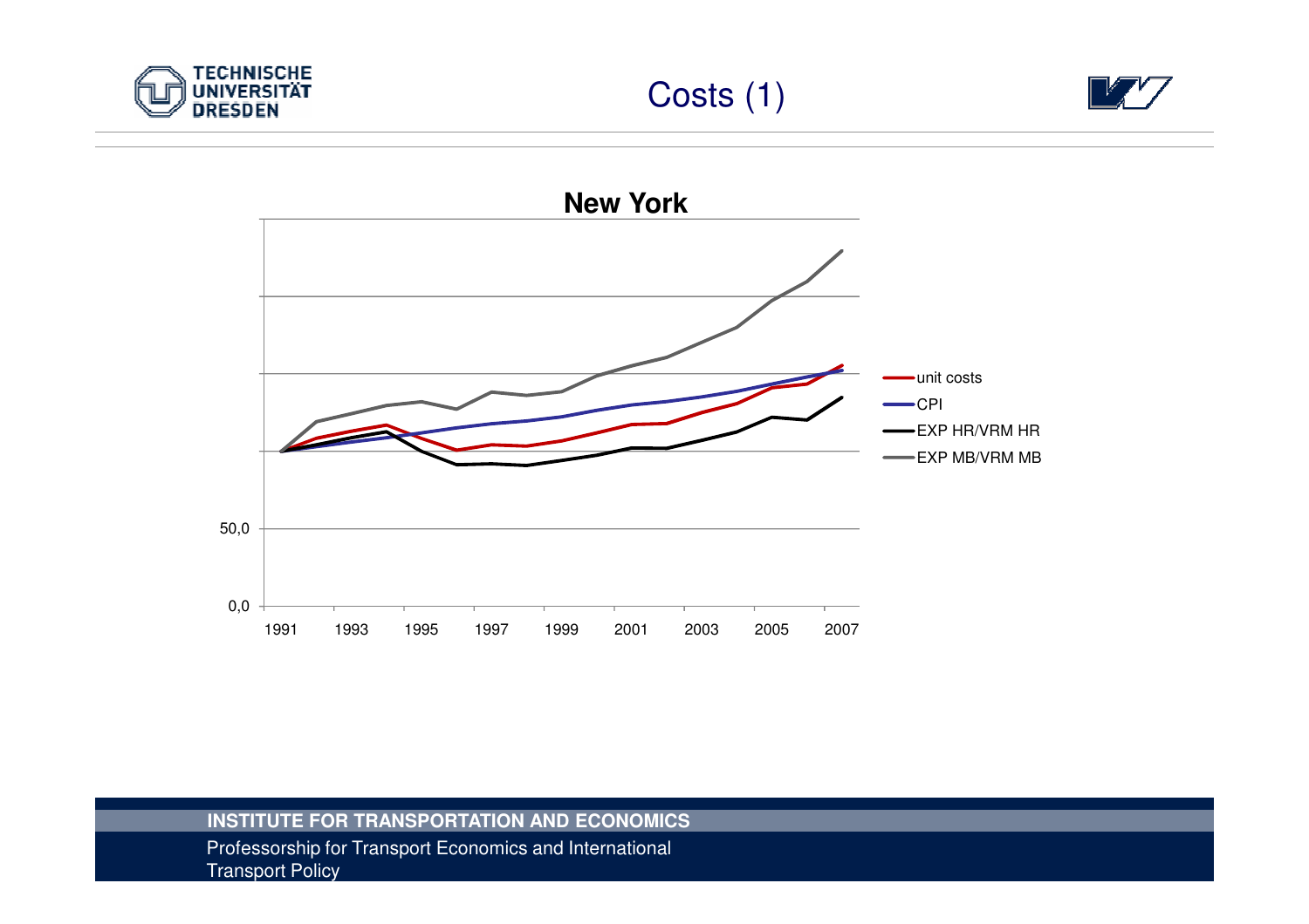# Costs (1)

**New York**

- unit costs
- CPI
- EXP HR/VRM HR
- EXP MB/VRM MB

0,0 | 50,0

1991 | 1993 | 1995 | 1997 | 1999 | 2001 | 2003 | 2005 | 2007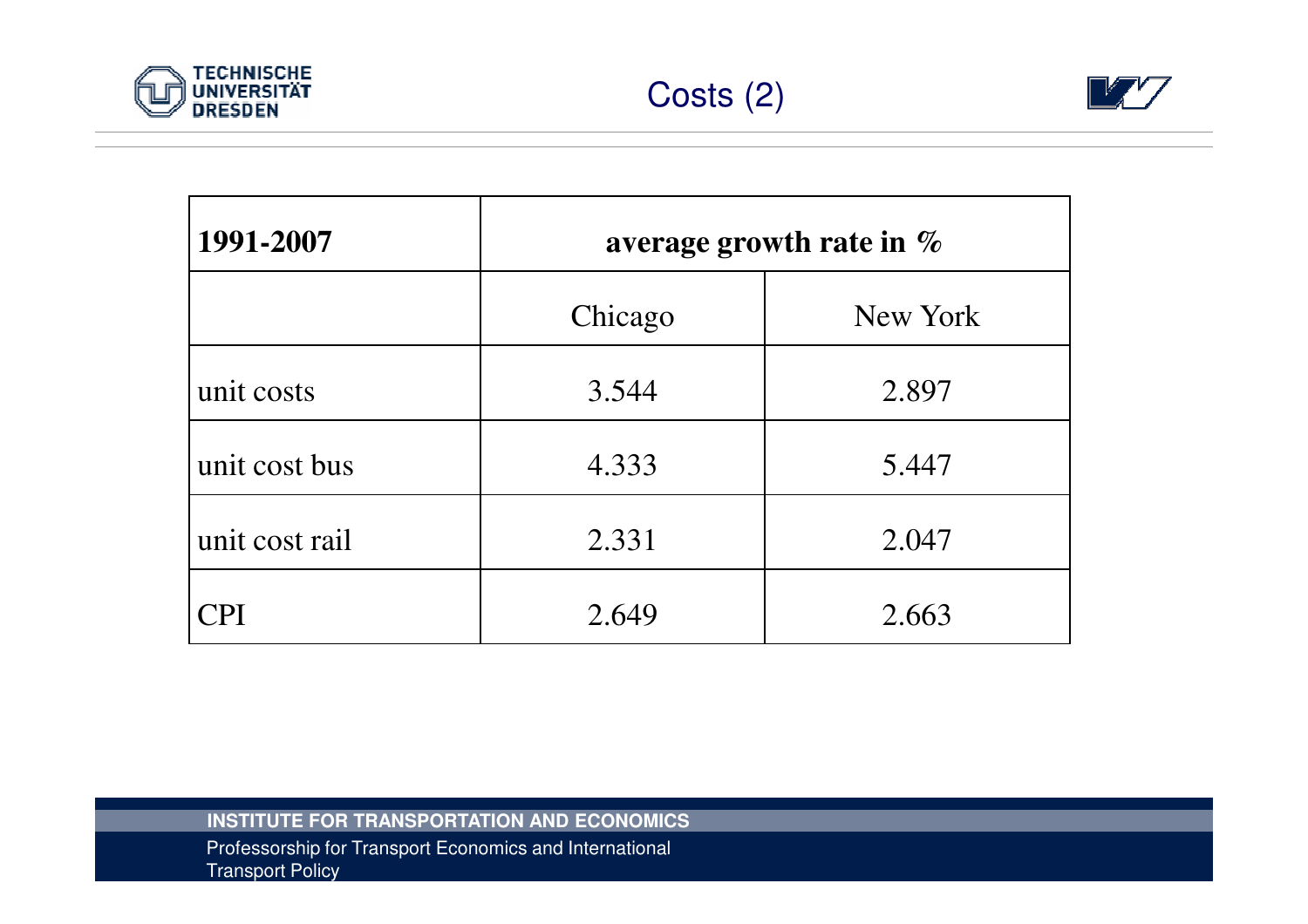# Costs (2)

| 1991-2007 | average growth rate in % | |
|---|---|---|
| | Chicago | New York |
| unit costs | 3.544 | 2.897 |
| unit cost bus | 4.333 | 5.447 |
| unit cost rail | 2.331 | 2.047 |
| CPI | 2.649 | 2.663 |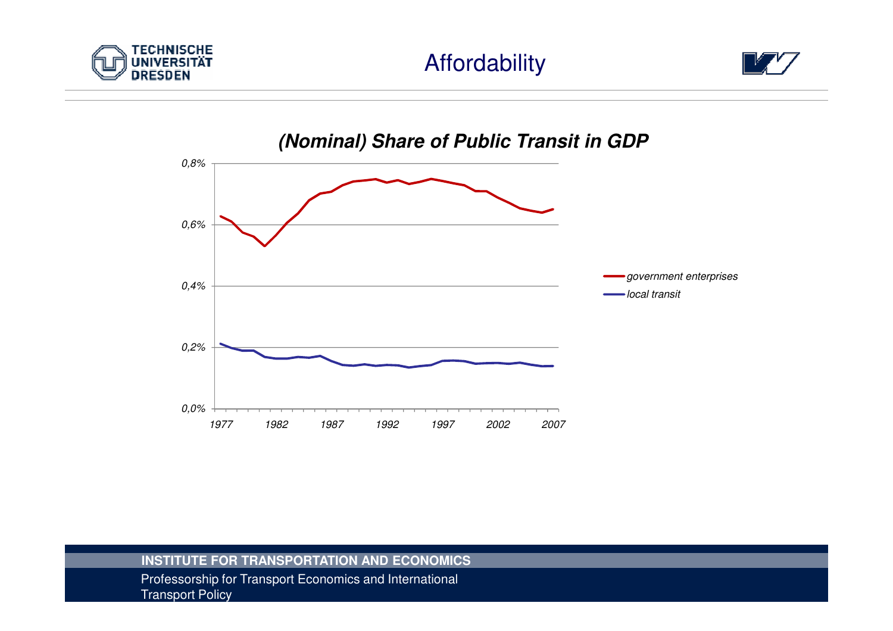# Affordability

***(Nominal) Share of Public Transit in GDP***

0,8%

0,6%

0,4%

0,2%

0,0%

1977 1982 1987 1992 1997 2002 2007

*government enterprises*

*local transit*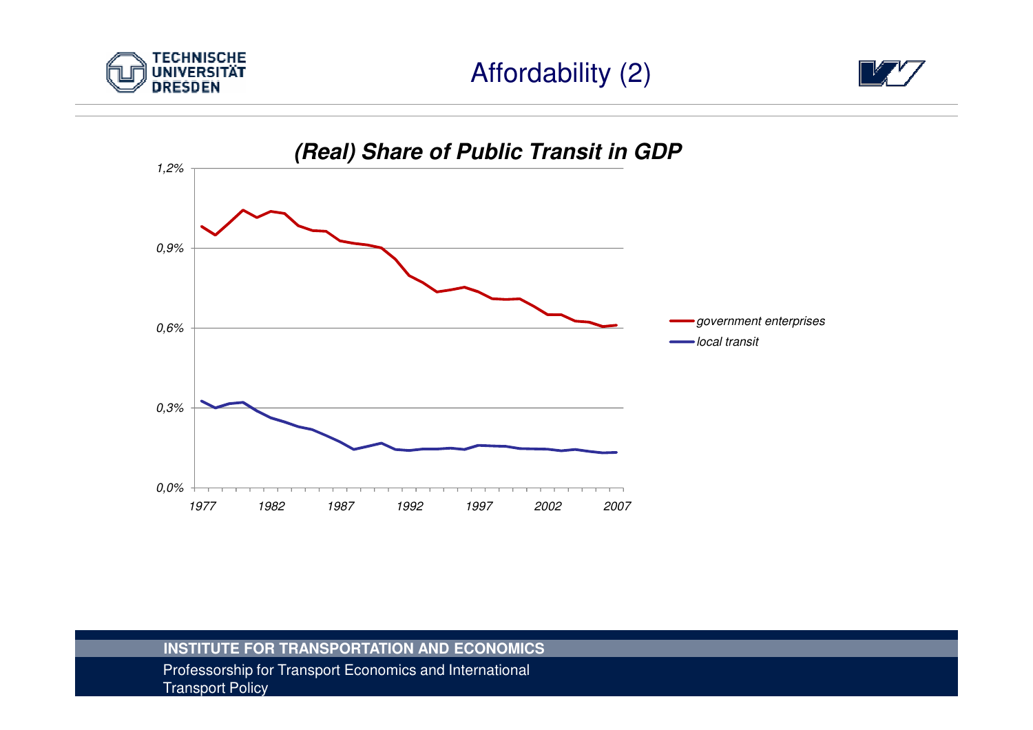# Affordability (2)

***(Real) Share of Public Transit in GDP***

- *government enterprises*
- *local transit*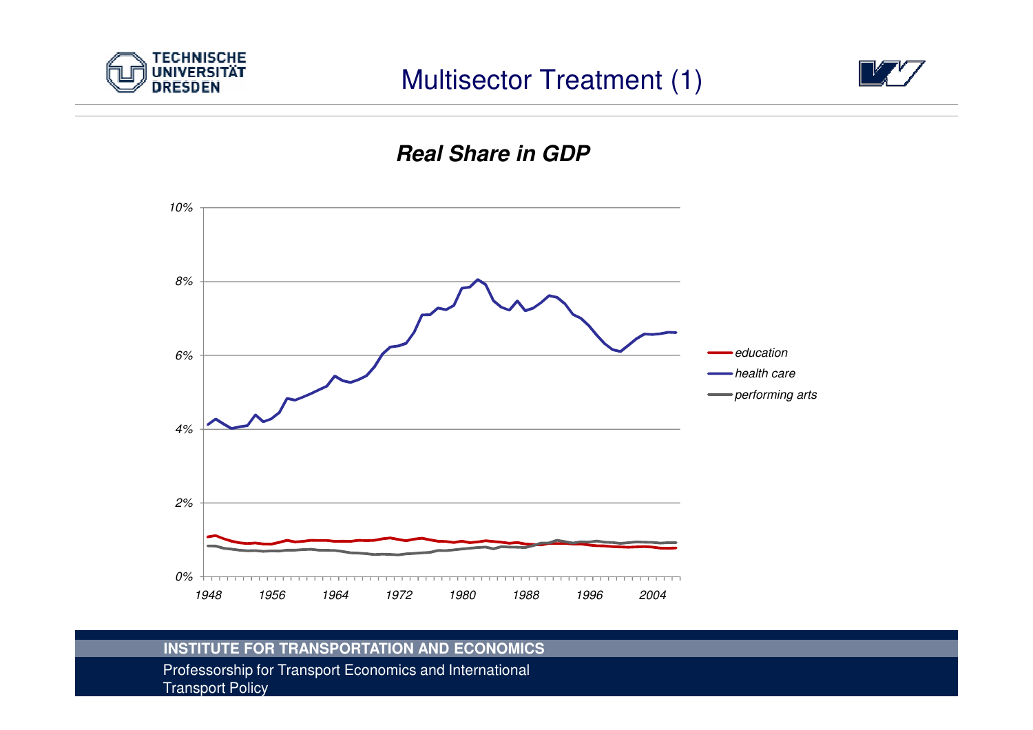# Multisector Treatment (1)

***Real Share in GDP***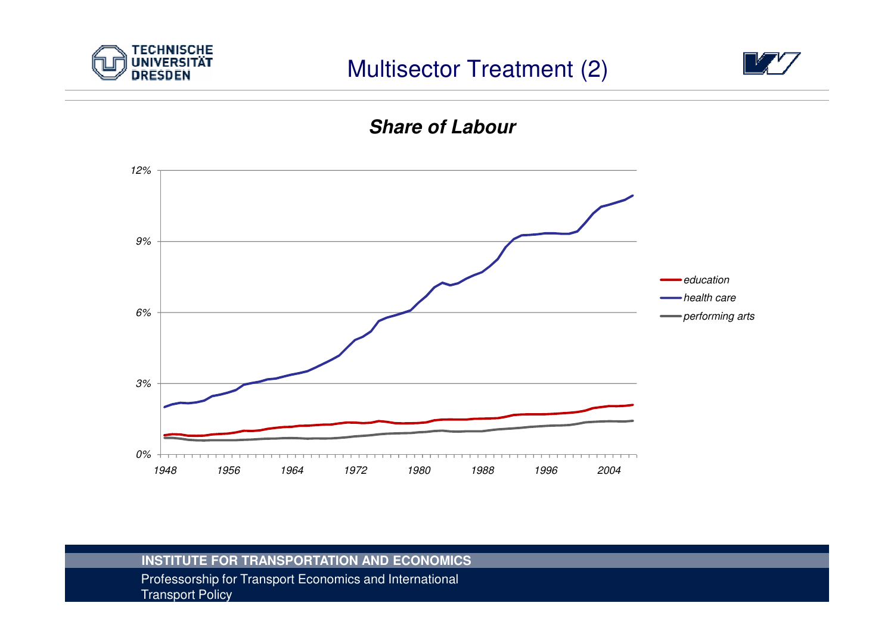# Multisector Treatment (2)

***Share of Labour***

12%

9%

6%

3%

0%

1948 1956 1964 1972 1980 1988 1996 2004

*education*

*health care*

*performing arts*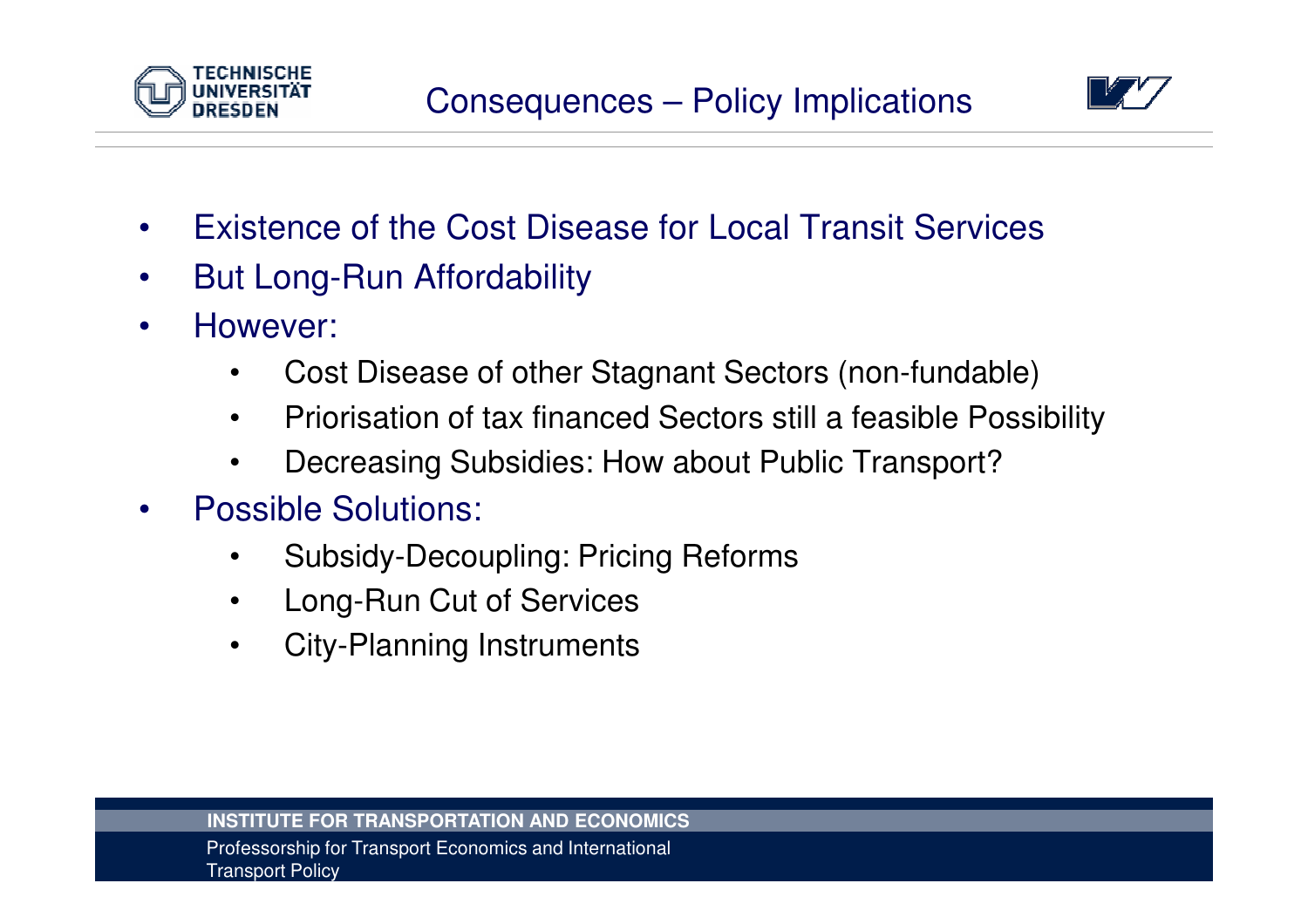# Consequences – Policy Implications

- Existence of the Cost Disease for Local Transit Services
- But Long-Run Affordability
- However:
  - Cost Disease of other Stagnant Sectors (non-fundable)
  - Priorisation of tax financed Sectors still a feasible Possibility
  - Decreasing Subsidies: How about Public Transport?
- Possible Solutions:
  - Subsidy-Decoupling: Pricing Reforms
  - Long-Run Cut of Services
  - City-Planning Instruments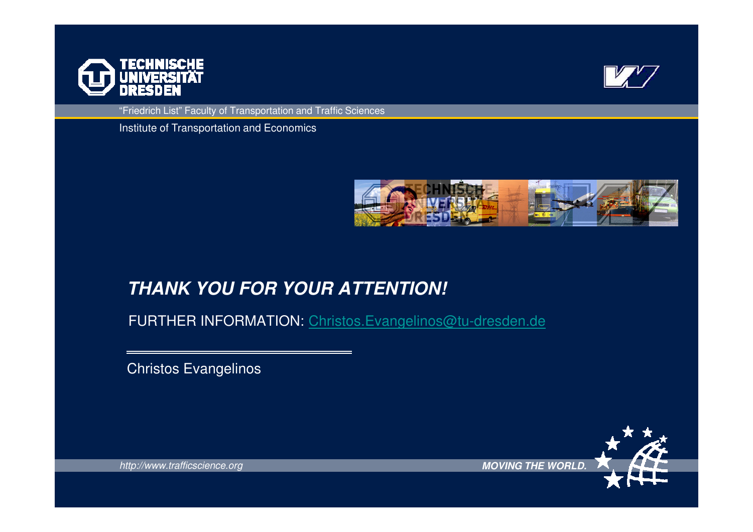"Friedrich List" Faculty of Transportation and Traffic Sciences

Institute of Transportation and Economics

***THANK YOU FOR YOUR ATTENTION!***

FURTHER INFORMATION: Christos.Evangelinos@tu-dresden.de

Christos Evangelinos